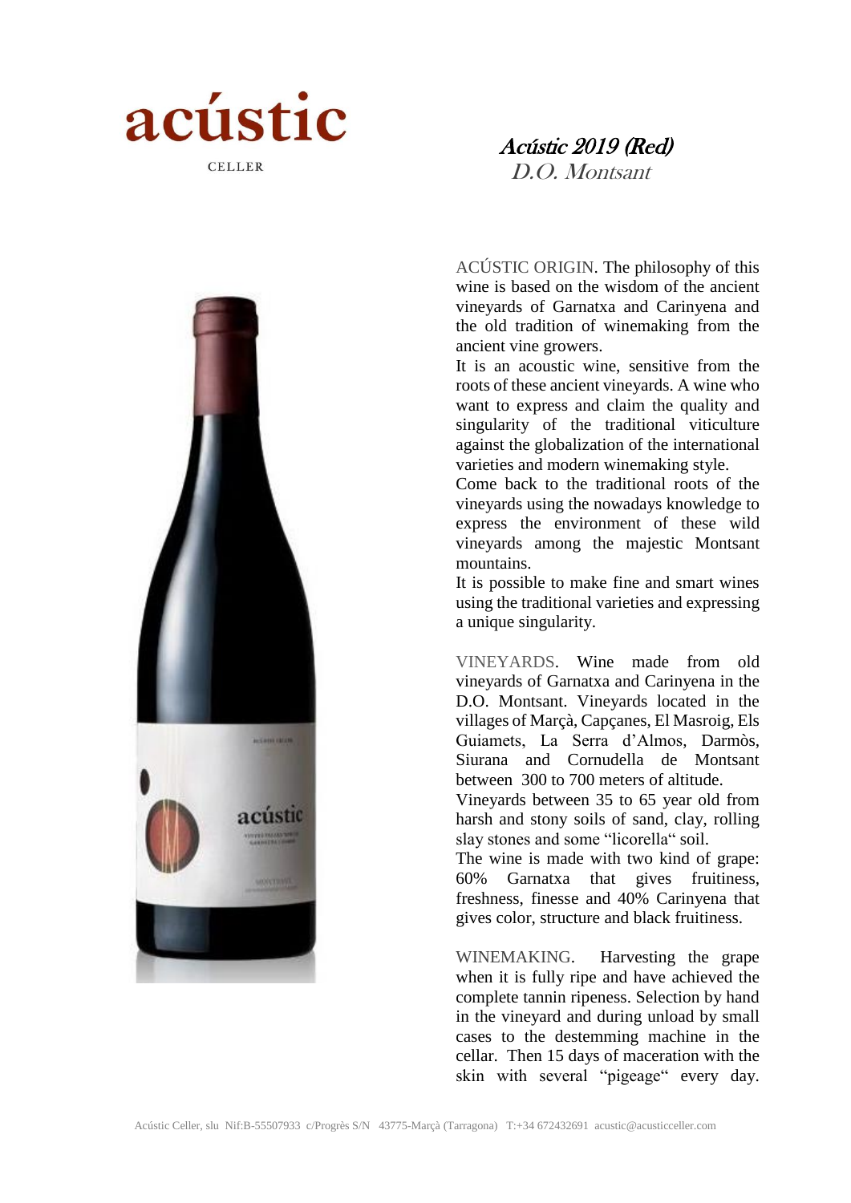# acústic

CELLER

## *Acústic 2019 (Red)*

*D.O. Montsant*

ACÚSTIC ORIGIN. The philosophy of this wine is based on the wisdom of the ancient vineyards of Garnatxa and Carinyena and the old tradition of winemaking from the ancient vine growers.

It is an acoustic wine, sensitive from the roots of these ancient vineyards. A wine who want to express and claim the quality and singularity of the traditional viticulture against the globalization of the international varieties and modern winemaking style.

Come back to the traditional roots of the vineyards using the nowadays knowledge to express the environment of these wild vineyards among the majestic Montsant mountains.

It is possible to make fine and smart wines using the traditional varieties and expressing a unique singularity.

VINEYARDS. Wine made from old vineyards of Garnatxa and Carinyena in the D.O. Montsant. Vineyards located in the villages of Marçà, Capçanes, El Masroig, Els Guiamets, La Serra d'Almos, Darmòs, Siurana and Cornudella de Montsant between 300 to 700 meters of altitude.

Vineyards between 35 to 65 year old from harsh and stony soils of sand, clay, rolling slay stones and some "licorella" soil.

The wine is made with two kind of grape: 60% Garnatxa that gives fruitiness, freshness, finesse and 40% Carinyena that gives color, structure and black fruitiness.

WINEMAKING. Harvesting the grape when it is fully ripe and have achieved the complete tannin ripeness. Selection by hand in the vineyard and during unload by small cases to the destemming machine in the cellar. Then 15 days of maceration with the skin with several "pigeage" every day.

Acústic Celler, slu Nif:B-55507933 c/Progrès S/N 43775-Marçà (Tarragona) T:+34 672432691 acustic@acusticceller.com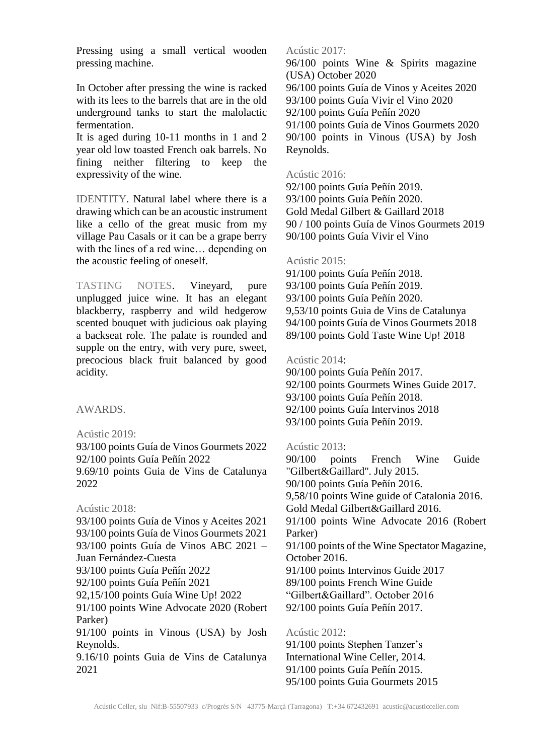Pressing using a small vertical wooden pressing machine.

In October after pressing the wine is racked with its lees to the barrels that are in the old underground tanks to start the malolactic fermentation.
It is aged during 10-11 months in 1 and 2 year old low toasted French oak barrels. No fining neither filtering to keep the expressivity of the wine.

IDENTITY. Natural label where there is a drawing which can be an acoustic instrument like a cello of the great music from my village Pau Casals or it can be a grape berry with the lines of a red wine… depending on the acoustic feeling of oneself.

TASTING NOTES. Vineyard, pure unplugged juice wine. It has an elegant blackberry, raspberry and wild hedgerow scented bouquet with judicious oak playing a backseat role. The palate is rounded and supple on the entry, with very pure, sweet, precocious black fruit balanced by good acidity.

AWARDS.

Acústic 2019:
93/100 points Guía de Vinos Gourmets 2022
92/100 points Guía Peñín 2022
9.69/10 points Guia de Vins de Catalunya 2022

Acústic 2018:
93/100 points Guía de Vinos y Aceites 2021
93/100 points Guía de Vinos Gourmets 2021
93/100 points Guía de Vinos ABC 2021 – Juan Fernández-Cuesta
93/100 points Guía Peñín 2022
92/100 points Guía Peñín 2021
92,15/100 points Guía Wine Up! 2022
91/100 points Wine Advocate 2020 (Robert Parker)
91/100 points in Vinous (USA) by Josh Reynolds.
9.16/10 points Guia de Vins de Catalunya 2021

Acústic 2017:
96/100 points Wine & Spirits magazine (USA) October 2020
96/100 points Guía de Vinos y Aceites 2020
93/100 points Guía Vivir el Vino 2020
92/100 points Guía Peñín 2020
91/100 points Guía de Vinos Gourmets 2020
90/100 points in Vinous (USA) by Josh Reynolds.

Acústic 2016:
92/100 points Guía Peñín 2019.
93/100 points Guía Peñín 2020.
Gold Medal Gilbert & Gaillard 2018
90 / 100 points Guía de Vinos Gourmets 2019
90/100 points Guía Vivir el Vino

Acústic 2015:
91/100 points Guía Peñín 2018.
93/100 points Guía Peñín 2019.
93/100 points Guía Peñín 2020.
9,53/10 points Guia de Vins de Catalunya
94/100 points Guía de Vinos Gourmets 2018
89/100 points Gold Taste Wine Up! 2018

Acústic 2014:
90/100 points Guía Peñín 2017.
92/100 points Gourmets Wines Guide 2017.
93/100 points Guía Peñín 2018.
92/100 points Guía Intervinos 2018
93/100 points Guía Peñín 2019.

Acústic 2013:
90/100 points French Wine Guide "Gilbert&Gaillard". July 2015.
90/100 points Guía Peñín 2016.
9,58/10 points Wine guide of Catalonia 2016.
Gold Medal Gilbert&Gaillard 2016.
91/100 points Wine Advocate 2016 (Robert Parker)
91/100 points of the Wine Spectator Magazine, October 2016.
91/100 points Intervinos Guide 2017
89/100 points French Wine Guide "Gilbert&Gaillard". October 2016
92/100 points Guía Peñín 2017.

Acústic 2012:
91/100 points Stephen Tanzer's International Wine Celler, 2014.
91/100 points Guía Peñín 2015.
95/100 points Guia Gourmets 2015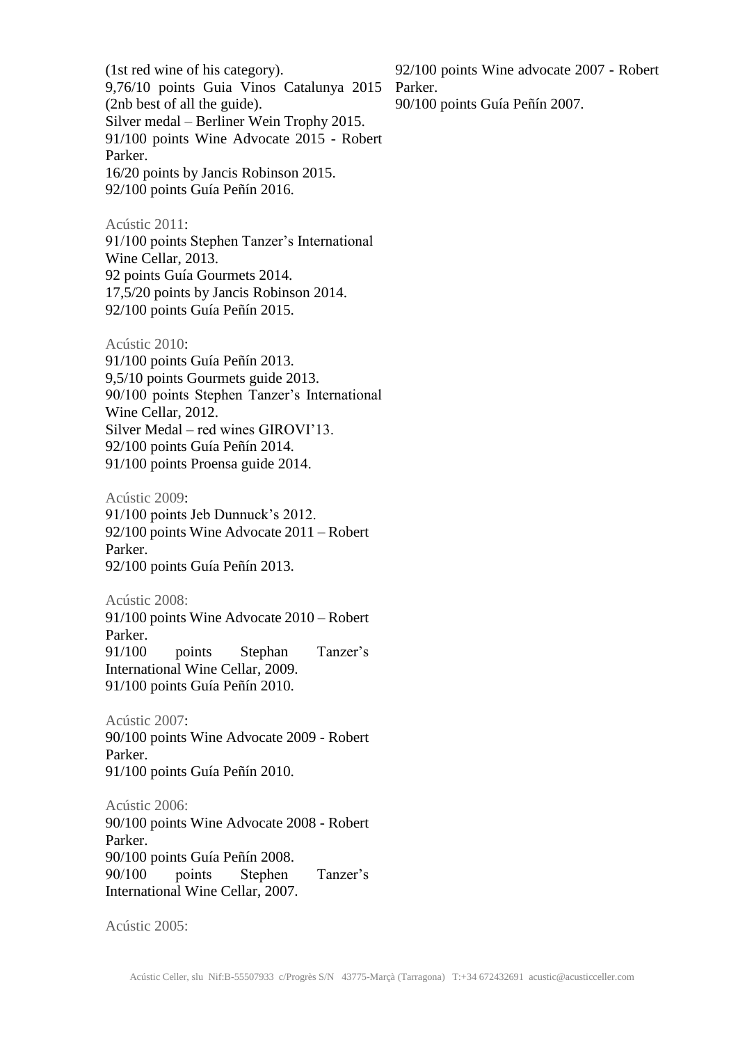(1st red wine of his category).
9,76/10 points Guia Vinos Catalunya 2015 (2nb best of all the guide).
Silver medal – Berliner Wein Trophy 2015.
91/100 points Wine Advocate 2015 - Robert Parker.
16/20 points by Jancis Robinson 2015.
92/100 points Guía Peñín 2016.

Acústic 2011:
91/100 points Stephen Tanzer's International Wine Cellar, 2013.
92 points Guía Gourmets 2014.
17,5/20 points by Jancis Robinson 2014.
92/100 points Guía Peñín 2015.

Acústic 2010:
91/100 points Guía Peñín 2013.
9,5/10 points Gourmets guide 2013.
90/100 points Stephen Tanzer's International Wine Cellar, 2012.
Silver Medal – red wines GIROVI'13.
92/100 points Guía Peñín 2014.
91/100 points Proensa guide 2014.

Acústic 2009:
91/100 points Jeb Dunnuck's 2012.
92/100 points Wine Advocate 2011 – Robert Parker.
92/100 points Guía Peñín 2013.

Acústic 2008:
91/100 points Wine Advocate 2010 – Robert Parker.
91/100 points Stephan Tanzer's International Wine Cellar, 2009.
91/100 points Guía Peñín 2010.

Acústic 2007:
90/100 points Wine Advocate 2009 - Robert Parker.
91/100 points Guía Peñín 2010.

Acústic 2006:
90/100 points Wine Advocate 2008 - Robert Parker.
90/100 points Guía Peñín 2008.
90/100 points Stephen Tanzer's International Wine Cellar, 2007.

Acústic 2005:
92/100 points Wine advocate 2007 - Robert Parker.
90/100 points Guía Peñín 2007.